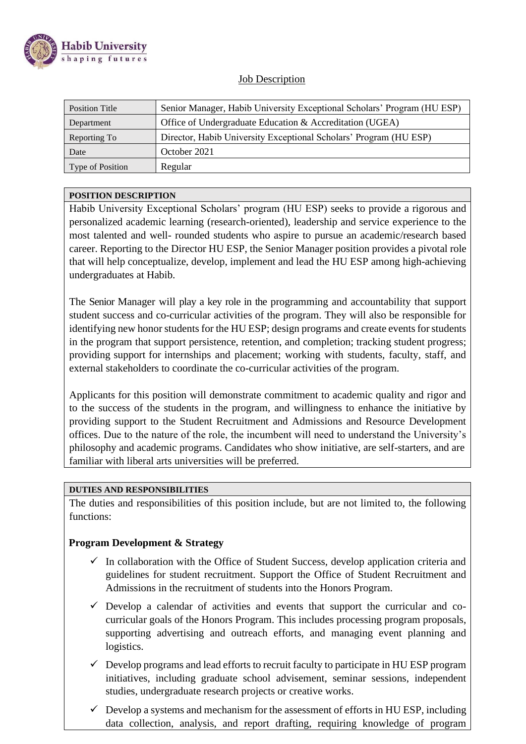Habib University
shaping futures

Job Description

| Position Title | Senior Manager, Habib University Exceptional Scholars' Program (HU ESP) |
|---|---|
| Department | Office of Undergraduate Education & Accreditation (UGEA) |
| Reporting To | Director, Habib University Exceptional Scholars' Program (HU ESP) |
| Date | October 2021 |
| Type of Position | Regular |

**POSITION DESCRIPTION**

Habib University Exceptional Scholars' program (HU ESP) seeks to provide a rigorous and personalized academic learning (research-oriented), leadership and service experience to the most talented and well- rounded students who aspire to pursue an academic/research based career. Reporting to the Director HU ESP, the Senior Manager position provides a pivotal role that will help conceptualize, develop, implement and lead the HU ESP among high-achieving undergraduates at Habib.

The Senior Manager will play a key role in the programming and accountability that support student success and co-curricular activities of the program. They will also be responsible for identifying new honor students for the HU ESP; design programs and create events for students in the program that support persistence, retention, and completion; tracking student progress; providing support for internships and placement; working with students, faculty, staff, and external stakeholders to coordinate the co-curricular activities of the program.

Applicants for this position will demonstrate commitment to academic quality and rigor and to the success of the students in the program, and willingness to enhance the initiative by providing support to the Student Recruitment and Admissions and Resource Development offices. Due to the nature of the role, the incumbent will need to understand the University's philosophy and academic programs. Candidates who show initiative, are self-starters, and are familiar with liberal arts universities will be preferred.

**DUTIES AND RESPONSIBILITIES**

The duties and responsibilities of this position include, but are not limited to, the following functions:

**Program Development & Strategy**

- ✓ In collaboration with the Office of Student Success, develop application criteria and guidelines for student recruitment. Support the Office of Student Recruitment and Admissions in the recruitment of students into the Honors Program.
- ✓ Develop a calendar of activities and events that support the curricular and co-curricular goals of the Honors Program. This includes processing program proposals, supporting advertising and outreach efforts, and managing event planning and logistics.
- ✓ Develop programs and lead efforts to recruit faculty to participate in HU ESP program initiatives, including graduate school advisement, seminar sessions, independent studies, undergraduate research projects or creative works.
- ✓ Develop a systems and mechanism for the assessment of efforts in HU ESP, including data collection, analysis, and report drafting, requiring knowledge of program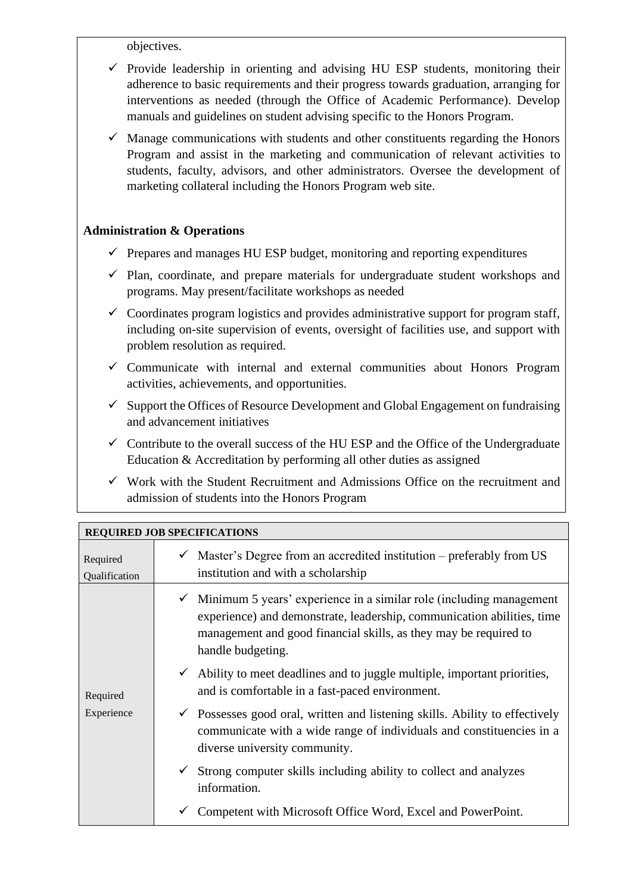objectives.

- ✓ Provide leadership in orienting and advising HU ESP students, monitoring their adherence to basic requirements and their progress towards graduation, arranging for interventions as needed (through the Office of Academic Performance). Develop manuals and guidelines on student advising specific to the Honors Program.
- ✓ Manage communications with students and other constituents regarding the Honors Program and assist in the marketing and communication of relevant activities to students, faculty, advisors, and other administrators. Oversee the development of marketing collateral including the Honors Program web site.

**Administration & Operations**

- ✓ Prepares and manages HU ESP budget, monitoring and reporting expenditures
- ✓ Plan, coordinate, and prepare materials for undergraduate student workshops and programs. May present/facilitate workshops as needed
- ✓ Coordinates program logistics and provides administrative support for program staff, including on-site supervision of events, oversight of facilities use, and support with problem resolution as required.
- ✓ Communicate with internal and external communities about Honors Program activities, achievements, and opportunities.
- ✓ Support the Offices of Resource Development and Global Engagement on fundraising and advancement initiatives
- ✓ Contribute to the overall success of the HU ESP and the Office of the Undergraduate Education & Accreditation by performing all other duties as assigned
- ✓ Work with the Student Recruitment and Admissions Office on the recruitment and admission of students into the Honors Program

| **REQUIRED JOB SPECIFICATIONS** | |
|---|---|
| Required Qualification | ✓ Master's Degree from an accredited institution – preferably from US institution and with a scholarship |
| Required Experience | ✓ Minimum 5 years' experience in a similar role (including management experience) and demonstrate, leadership, communication abilities, time management and good financial skills, as they may be required to handle budgeting.<br>✓ Ability to meet deadlines and to juggle multiple, important priorities, and is comfortable in a fast-paced environment.<br>✓ Possesses good oral, written and listening skills. Ability to effectively communicate with a wide range of individuals and constituencies in a diverse university community.<br>✓ Strong computer skills including ability to collect and analyzes information.<br>✓ Competent with Microsoft Office Word, Excel and PowerPoint. |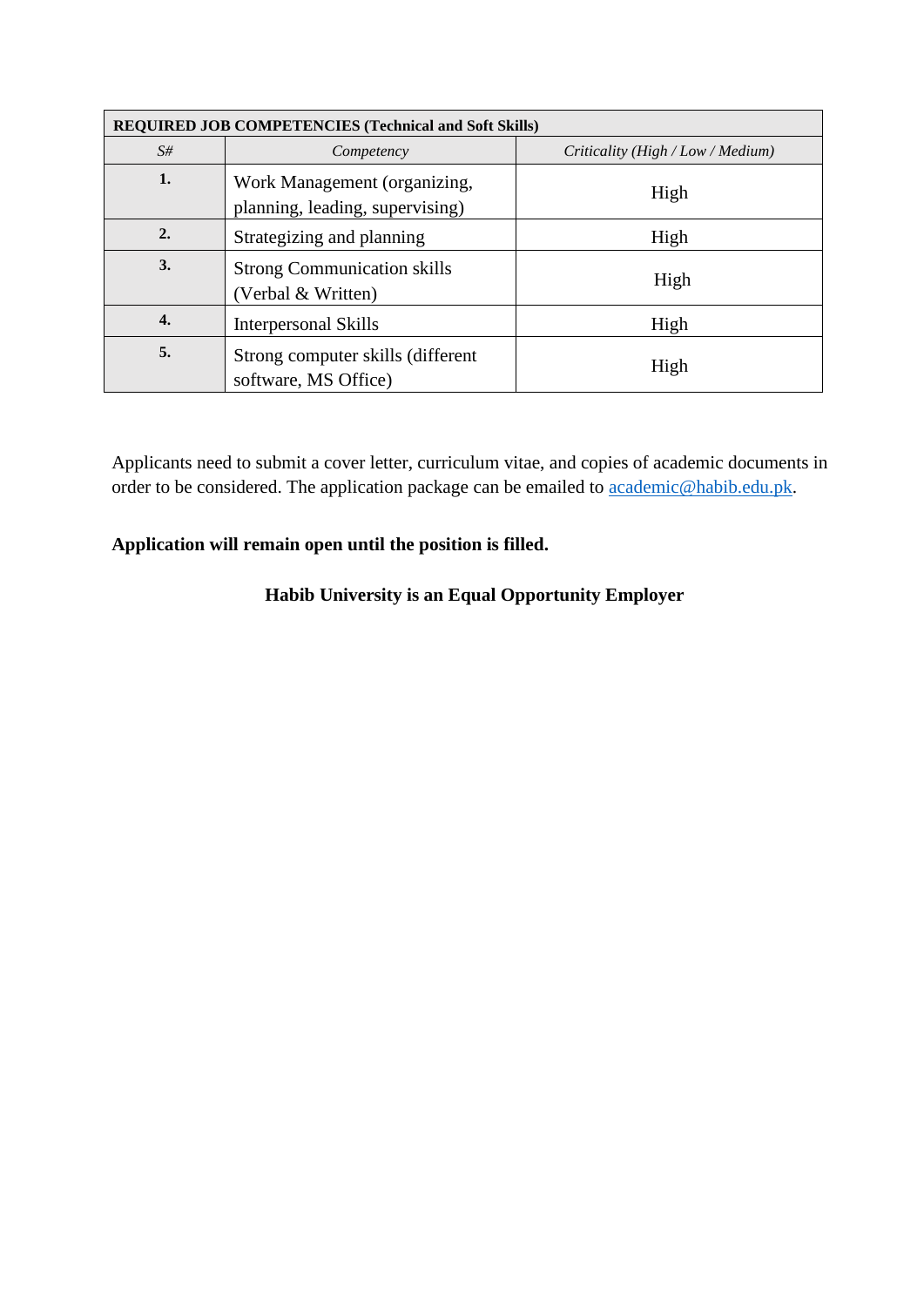| REQUIRED JOB COMPETENCIES (Technical and Soft Skills) | | |
|---|---|---|
| *S#* | *Competency* | *Criticality (High / Low / Medium)* |
| **1.** | Work Management (organizing, planning, leading, supervising) | High |
| **2.** | Strategizing and planning | High |
| **3.** | Strong Communication skills (Verbal & Written) | High |
| **4.** | Interpersonal Skills | High |
| **5.** | Strong computer skills (different software, MS Office) | High |

Applicants need to submit a cover letter, curriculum vitae, and copies of academic documents in order to be considered. The application package can be emailed to academic@habib.edu.pk.

**Application will remain open until the position is filled.**

**Habib University is an Equal Opportunity Employer**